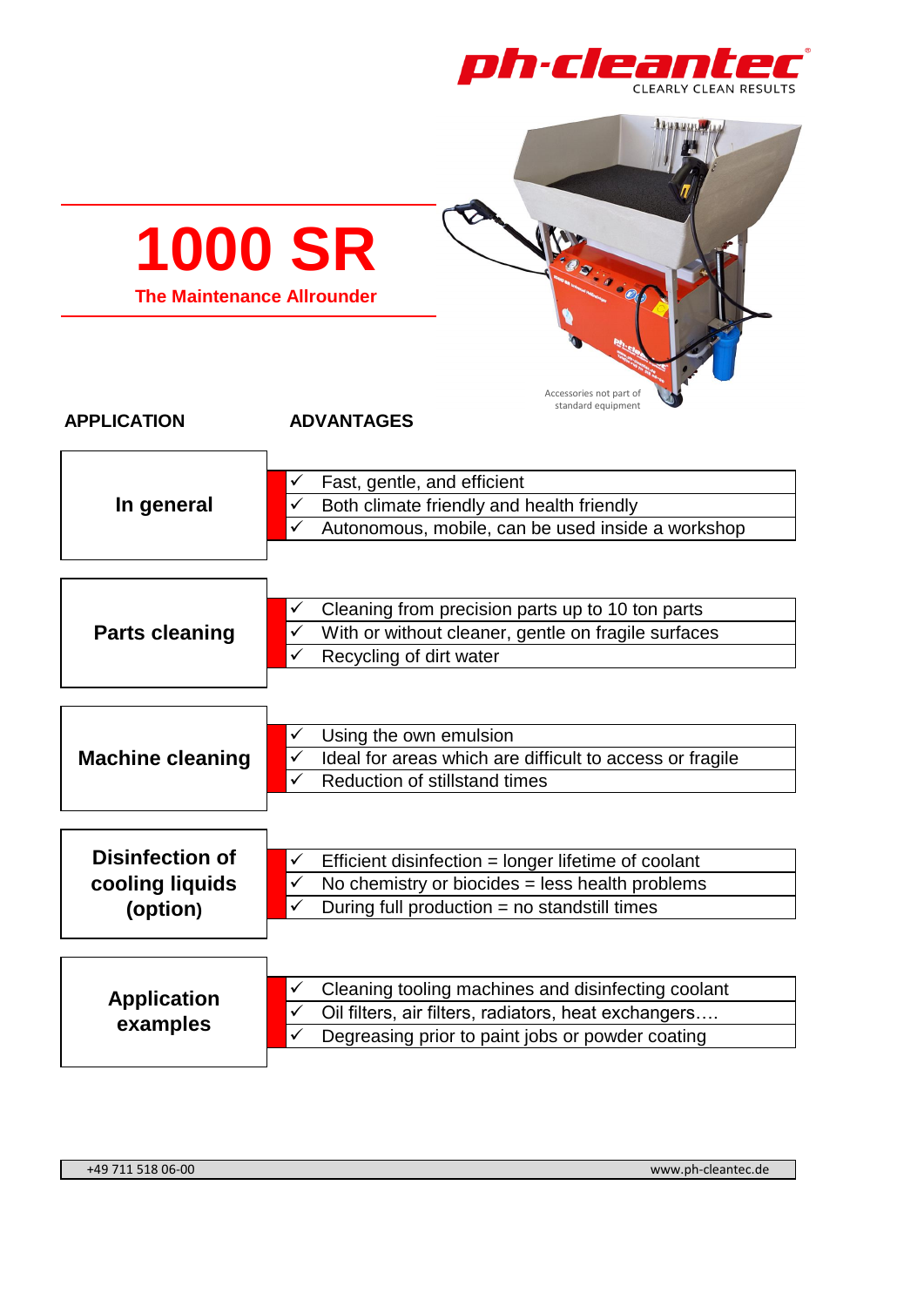ph-cleantec
CLEARLY CLEAN RESULTS

# 1000 SR

**The Maintenance Allrounder**

Accessories not part of standard equipment

| APPLICATION | ADVANTAGES |
|---|---|
| **In general** | ✓ Fast, gentle, and efficient<br>✓ Both climate friendly and health friendly<br>✓ Autonomous, mobile, can be used inside a workshop |
| **Parts cleaning** | ✓ Cleaning from precision parts up to 10 ton parts<br>✓ With or without cleaner, gentle on fragile surfaces<br>✓ Recycling of dirt water |
| **Machine cleaning** | ✓ Using the own emulsion<br>✓ Ideal for areas which are difficult to access or fragile<br>✓ Reduction of stillstand times |
| **Disinfection of cooling liquids (option)** | ✓ Efficient disinfection = longer lifetime of coolant<br>✓ No chemistry or biocides = less health problems<br>✓ During full production = no standstill times |
| **Application examples** | ✓ Cleaning tooling machines and disinfecting coolant<br>✓ Oil filters, air filters, radiators, heat exchangers….<br>✓ Degreasing prior to paint jobs or powder coating |

+49 711 518 06-00 www.ph-cleantec.de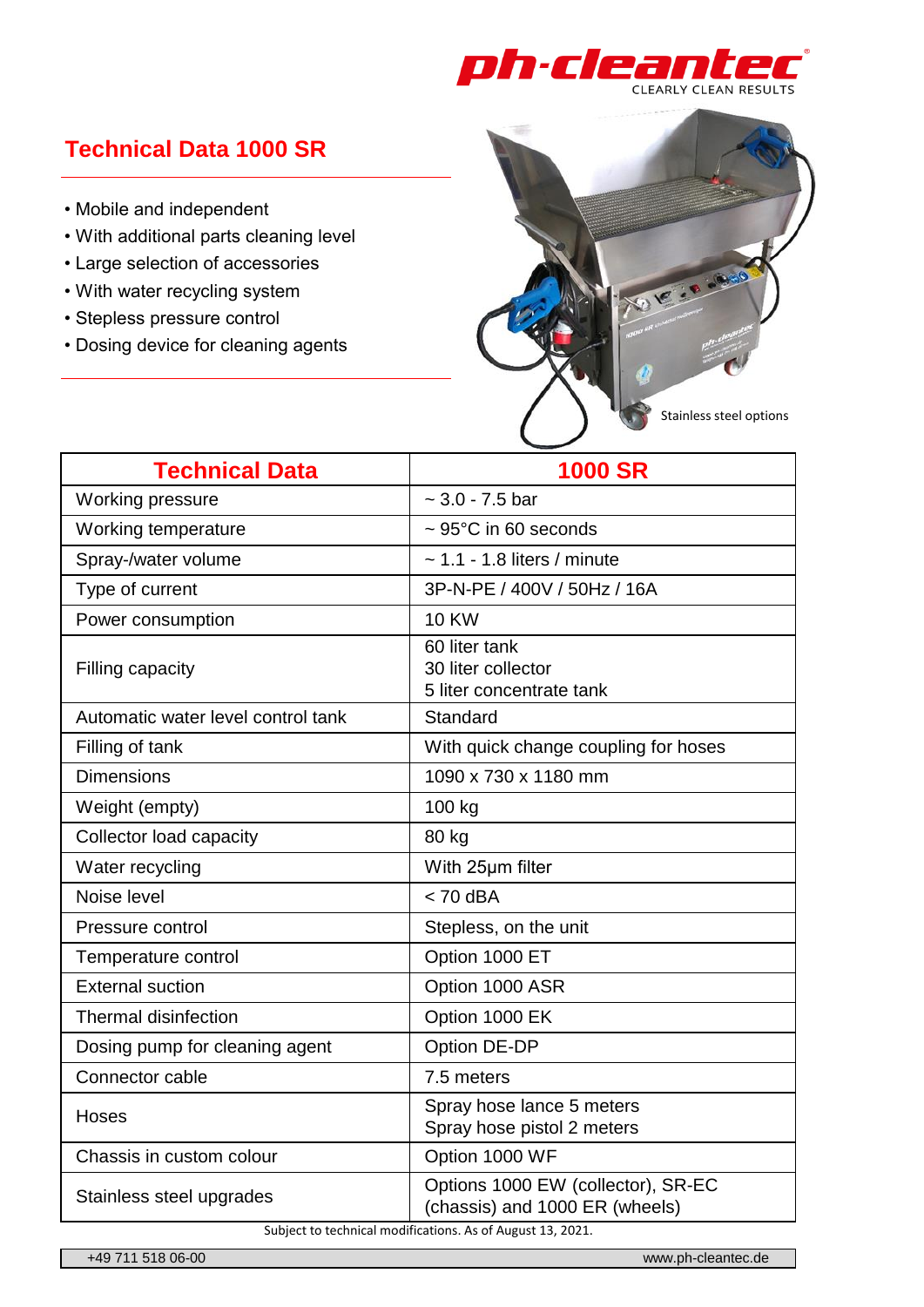## Technical Data 1000 SR

- Mobile and independent
- With additional parts cleaning level
- Large selection of accessories
- With water recycling system
- Stepless pressure control
- Dosing device for cleaning agents

Stainless steel options

| Technical Data | 1000 SR |
|---|---|
| Working pressure | ~ 3.0 - 7.5 bar |
| Working temperature | ~ 95°C in 60 seconds |
| Spray-/water volume | ~ 1.1 - 1.8 liters / minute |
| Type of current | 3P-N-PE / 400V / 50Hz / 16A |
| Power consumption | 10 KW |
| Filling capacity | 60 liter tank<br>30 liter collector<br>5 liter concentrate tank |
| Automatic water level control tank | Standard |
| Filling of tank | With quick change coupling for hoses |
| Dimensions | 1090 x 730 x 1180 mm |
| Weight (empty) | 100 kg |
| Collector load capacity | 80 kg |
| Water recycling | With 25µm filter |
| Noise level | < 70 dBA |
| Pressure control | Stepless, on the unit |
| Temperature control | Option 1000 ET |
| External suction | Option 1000 ASR |
| Thermal disinfection | Option 1000 EK |
| Dosing pump for cleaning agent | Option DE-DP |
| Connector cable | 7.5 meters |
| Hoses | Spray hose lance 5 meters<br>Spray hose pistol 2 meters |
| Chassis in custom colour | Option 1000 WF |
| Stainless steel upgrades | Options 1000 EW (collector), SR-EC (chassis) and 1000 ER (wheels) |

Subject to technical modifications. As of August 13, 2021.

+49 711 518 06-00 www.ph-cleantec.de